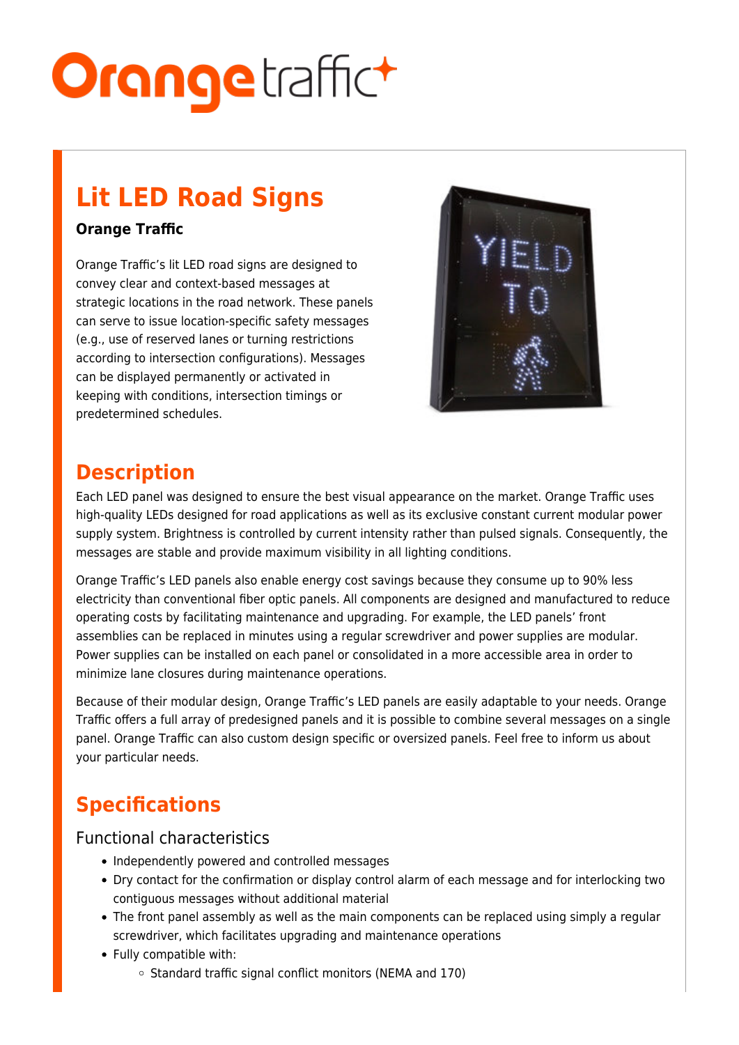# Lit LED Road Signs

**Orange Traffic**

Orange Traffic's lit LED road signs are designed to convey clear and context-based messages at strategic locations in the road network. These panels can serve to issue location-specific safety messages (e.g., use of reserved lanes or turning restrictions according to intersection configurations). Messages can be displayed permanently or activated in keeping with conditions, intersection timings or predetermined schedules.

## Description

Each LED panel was designed to ensure the best visual appearance on the market. Orange Traffic uses high-quality LEDs designed for road applications as well as its exclusive constant current modular power supply system. Brightness is controlled by current intensity rather than pulsed signals. Consequently, the messages are stable and provide maximum visibility in all lighting conditions.

Orange Traffic's LED panels also enable energy cost savings because they consume up to 90% less electricity than conventional fiber optic panels. All components are designed and manufactured to reduce operating costs by facilitating maintenance and upgrading. For example, the LED panels' front assemblies can be replaced in minutes using a regular screwdriver and power supplies are modular. Power supplies can be installed on each panel or consolidated in a more accessible area in order to minimize lane closures during maintenance operations.

Because of their modular design, Orange Traffic's LED panels are easily adaptable to your needs. Orange Traffic offers a full array of predesigned panels and it is possible to combine several messages on a single panel. Orange Traffic can also custom design specific or oversized panels. Feel free to inform us about your particular needs.

## Specifications

### Functional characteristics

- Independently powered and controlled messages
- Dry contact for the confirmation or display control alarm of each message and for interlocking two contiguous messages without additional material
- The front panel assembly as well as the main components can be replaced using simply a regular screwdriver, which facilitates upgrading and maintenance operations
- Fully compatible with:
  - Standard traffic signal conflict monitors (NEMA and 170)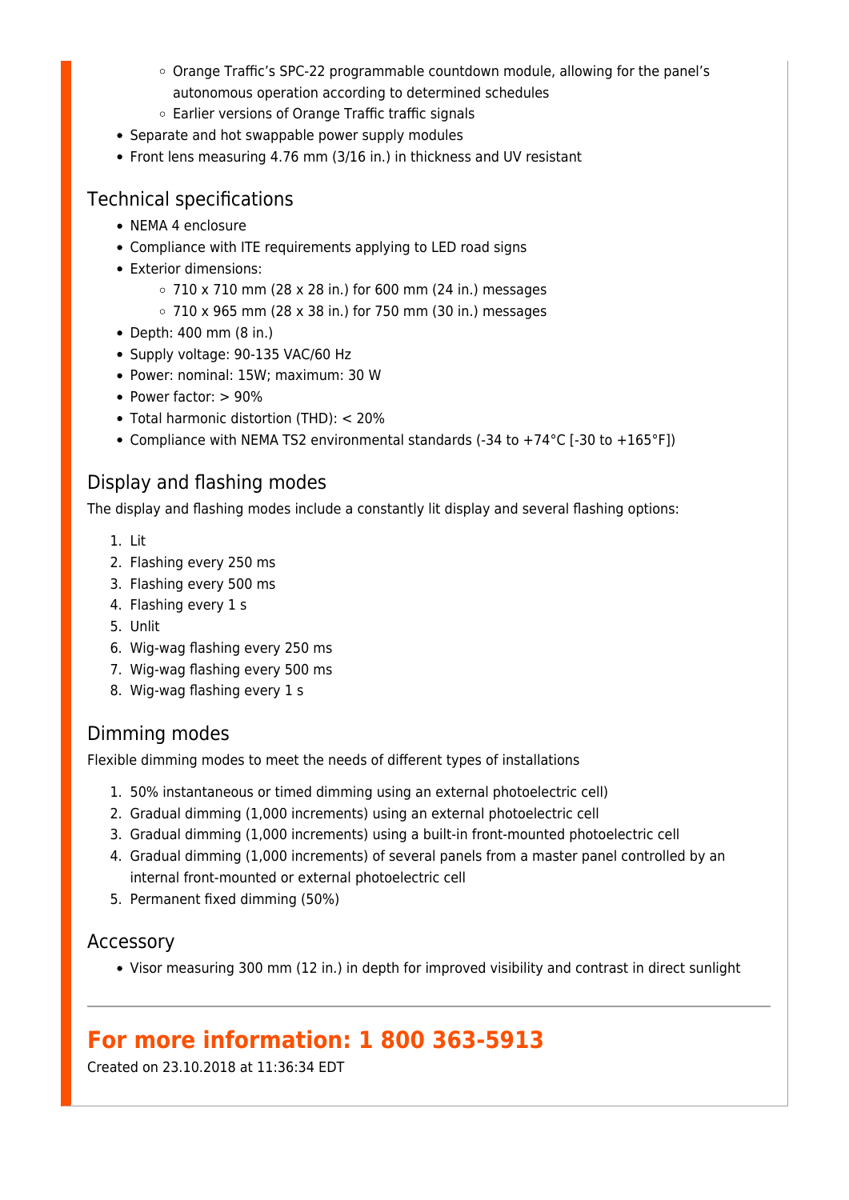- Orange Traffic's SPC-22 programmable countdown module, allowing for the panel's autonomous operation according to determined schedules
    - Earlier versions of Orange Traffic traffic signals
- Separate and hot swappable power supply modules
- Front lens measuring 4.76 mm (3/16 in.) in thickness and UV resistant

## Technical specifications

- NEMA 4 enclosure
- Compliance with ITE requirements applying to LED road signs
- Exterior dimensions:
    - 710 x 710 mm (28 x 28 in.) for 600 mm (24 in.) messages
    - 710 x 965 mm (28 x 38 in.) for 750 mm (30 in.) messages
- Depth: 400 mm (8 in.)
- Supply voltage: 90-135 VAC/60 Hz
- Power: nominal: 15W; maximum: 30 W
- Power factor: > 90%
- Total harmonic distortion (THD): < 20%
- Compliance with NEMA TS2 environmental standards (-34 to +74°C [-30 to +165°F])

## Display and flashing modes

The display and flashing modes include a constantly lit display and several flashing options:

1. Lit
2. Flashing every 250 ms
3. Flashing every 500 ms
4. Flashing every 1 s
5. Unlit
6. Wig-wag flashing every 250 ms
7. Wig-wag flashing every 500 ms
8. Wig-wag flashing every 1 s

## Dimming modes

Flexible dimming modes to meet the needs of different types of installations

1. 50% instantaneous or timed dimming using an external photoelectric cell)
2. Gradual dimming (1,000 increments) using an external photoelectric cell
3. Gradual dimming (1,000 increments) using a built-in front-mounted photoelectric cell
4. Gradual dimming (1,000 increments) of several panels from a master panel controlled by an internal front-mounted or external photoelectric cell
5. Permanent fixed dimming (50%)

## Accessory

- Visor measuring 300 mm (12 in.) in depth for improved visibility and contrast in direct sunlight

---

# For more information: 1 800 363-5913

Created on 23.10.2018 at 11:36:34 EDT